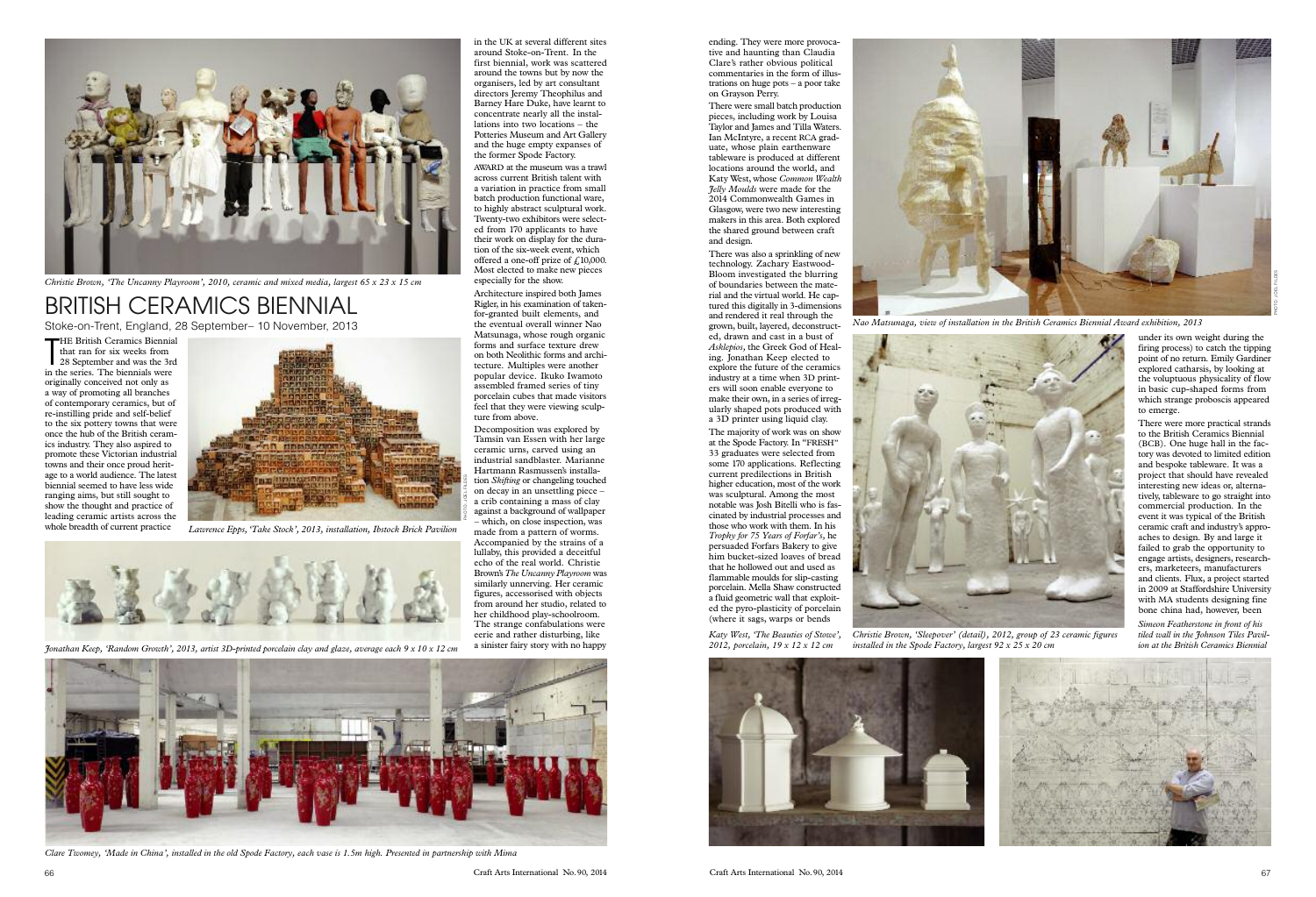Christie Brown, 'The Uncanny Playroom', 2010, ceramic and mixed media, largest 65 x 23 x 15 cm

# BRITISH CERAMICS BIENNIAL

Stoke-on-Trent, England, 28 September– 10 November, 2013

THE British Ceramics Biennial that ran for six weeks from 28 September and was the 3rd in the series. The biennials were originally conceived not only as a way of promoting all branches of contemporary ceramics, but of re-instilling pride and self-belief to the six pottery towns that were once the hub of the British ceramics industry. They also aspired to promote these Victorian industrial towns and their once proud heritage to a world audience. The latest biennial seemed to have less wide ranging aims, but still sought to show the thought and practice of leading ceramic artists across the whole breadth of current practice in the UK at several different sites around Stoke-on-Trent. In the first biennial, work was scattered around the towns but by now the organisers, led by art consultant directors Jeremy Theophilus and Barney Hare Duke, have learnt to concentrate nearly all the installations into two locations – the Potteries Museum and Art Gallery and the huge empty expanses of the former Spode Factory.

AWARD at the museum was a trawl across current British talent with a variation in practice from small batch production functional ware, to highly abstract sculptural work. Twenty-two exhibitors were selected from 170 applicants to have their work on display for the duration of the six-week event, which offered a one-off prize of £10,000. Most elected to make new pieces especially for the show.

Architecture inspired both James Rigler, in his examination of taken-for-granted built elements, and the eventual overall winner Nao Matsunaga, whose rough organic forms and surface texture drew on both Neolithic forms and architecture. Multiples were another popular device. Ikuko Iwamoto assembled framed series of tiny porcelain cubes that made visitors feel that they were viewing sculpture from above.

Decomposition was explored by Tamsin van Essen with her large ceramic urns, carved using an industrial sandblaster. Marianne Hartmann Rasmussen's installation *Skifting* or changeling touched on decay in an unsettling piece – a crib containing a mass of clay against a background of wallpaper – which, on close inspection, was made from a pattern of worms. Accompanied by the strains of a lullaby, this provided a deceitful echo of the real world. Christie Brown's *The Uncanny Playroom* was similarly unnerving. Her ceramic figures, accessorised with objects from around her studio, related to her childhood play-schoolroom. The strange confabulations were eerie and rather disturbing, like a sinister fairy story with no happy ending. They were more provocative and haunting than Claudia Clare's rather obvious political commentaries in the form of illustrations on huge pots – a poor take on Grayson Perry.

Lawrence Epps, 'Take Stock', 2013, installation, Ibstock Brick Pavilion

Jonathan Keep, 'Random Growth', 2013, artist 3D-printed porcelain clay and glaze, average each 9 x 10 x 12 cm

Clare Twomey, 'Made in China', installed in the old Spode Factory, each vase is 1.5m high. Presented in partnership with Mima

There were small batch production pieces, including work by Louisa Taylor and James and Tilla Waters. Ian McIntyre, a recent RCA graduate, whose plain earthenware tableware is produced at different locations around the world, and Katy West, whose *Common Wealth Jelly Moulds* were made for the 2014 Commonwealth Games in Glasgow, were two new interesting makers in this area. Both explored the shared ground between craft and design.

There was also a sprinkling of new technology. Zachary Eastwood-Bloom investigated the blurring of boundaries between the material and the virtual world. He captured this digitally in 3-dimensions and rendered it real through the grown, built, layered, deconstructed, drawn and cast in a bust of *Asklepios*, the Greek God of Healing. Jonathan Keep elected to explore the future of the ceramics industry at a time when 3D printers will soon enable everyone to make their own, in a series of irregularly shaped pots produced with a 3D printer using liquid clay.

The majority of work was on show at the Spode Factory. In "FRESH" 33 graduates were selected from some 170 applications. Reflecting current predilections in British higher education, most of the work was sculptural. Among the most notable was Josh Bitelli who is fascinated by industrial processes and those who work with them. In his *Trophy for 75 Years of Forfar's*, he persuaded Forfars Bakery to give him bucket-sized loaves of bread that he hollowed out and used as flammable moulds for slip-casting porcelain. Mella Shaw constructed a fluid geometric wall that exploited the pyro-plasticity of porcelain (where it sags, warps or bends under its own weight during the firing process) to catch the tipping point of no return. Emily Gardiner explored catharsis, by looking at the voluptuous physicality of flow in basic cup-shaped forms from which strange proboscis appeared to emerge.

Nao Matsunaga, view of installation in the British Ceramics Biennial Award exhibition, 2013

Katy West, 'The Beauties of Stowe', 2012, porcelain, 19 x 12 x 12 cm

Christie Brown, 'Sleepover' (detail), 2012, group of 23 ceramic figures installed in the Spode Factory, largest 92 x 25 x 20 cm

There were more practical strands to the British Ceramics Biennial (BCB). One huge hall in the factory was devoted to limited edition and bespoke tableware. It was a project that should have revealed interesting new ideas or, alternatively, tableware to go straight into commercial production. In the event it was typical of the British ceramic craft and industry's approaches to design. By and large it failed to grab the opportunity to engage artists, designers, researchers, marketeers, manufacturers and clients. Flux, a project started in 2009 at Staffordshire University with MA students designing fine bone china had, however, been

Simeon Featherstone in front of his tiled wall in the Johnson Tiles Pavilion at the British Ceramics Biennial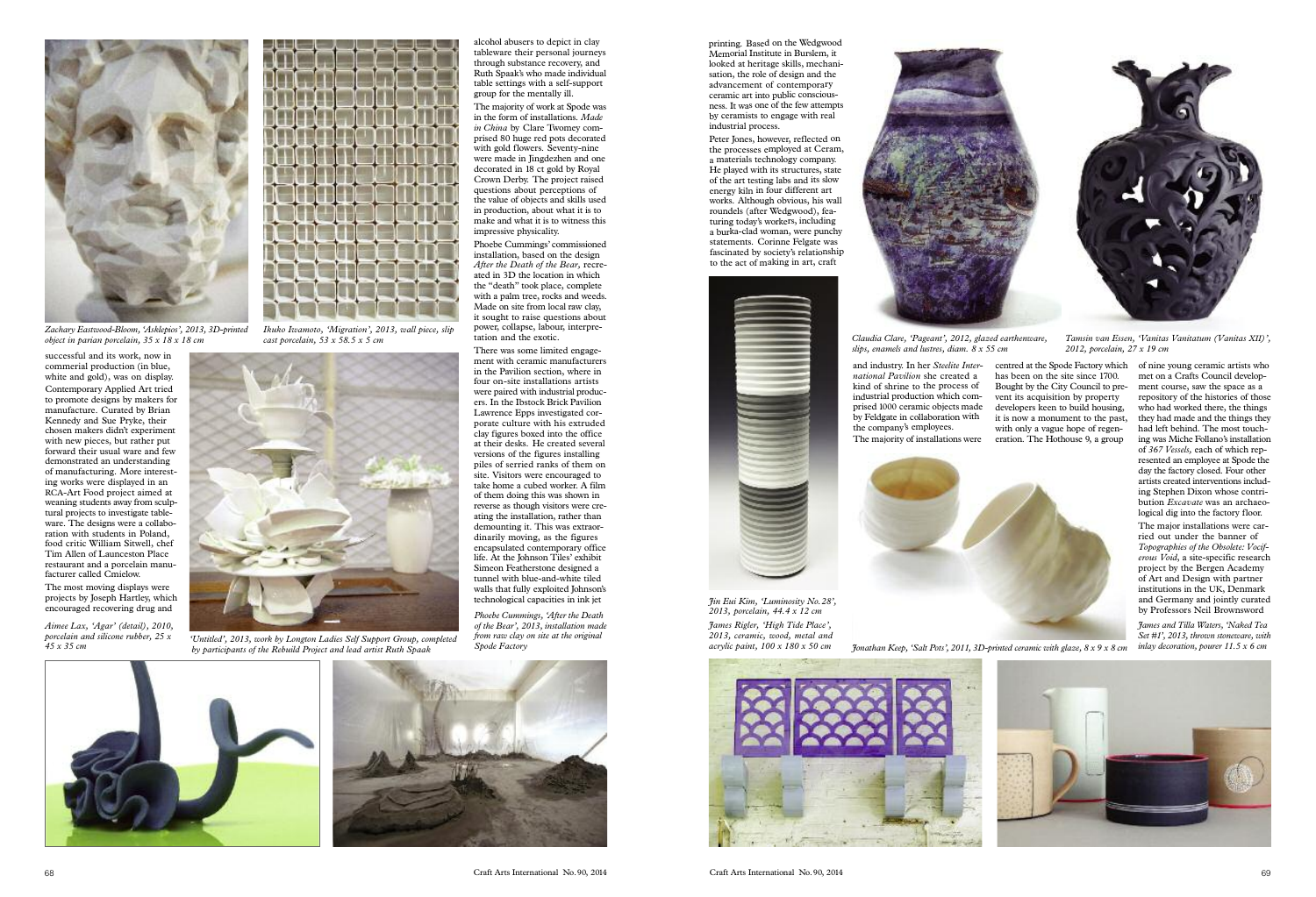successful and its work, now in commercial production (in blue, white and gold), was on display. Contemporary Applied Art tried to promote designs by makers for manufacture. Curated by Brian Kennedy and Sue Pryke, their chosen makers didn't experiment with new pieces, but rather put forward their usual ware and few demonstrated an understanding of manufacturing. More interesting works were displayed in an RCA-Art Food project aimed at weaning students away from sculptural projects to investigate tableware. The designs were a collaboration with students in Poland, food critic William Sitwell, chef Tim Allen of Launceston Place restaurant and a porcelain manufacturer called Cmielow.

The most moving displays were projects by Joseph Hartley, which encouraged recovering drug and alcohol abusers to depict in clay tableware their personal journeys through substance recovery, and Ruth Spaak's who made individual table settings with a self-support group for the mentally ill.

The majority of work at Spode was in the form of installations. *Made in China* by Clare Twomey comprised 80 huge red pots decorated with gold flowers. Seventy-nine were made in Jingdezhen and one decorated in 18 ct gold by Royal Crown Derby. The project raised questions about perceptions of the value of objects and skills used in production, about what it is to make and what it is to witness this impressive physicality.

Phoebe Cummings' commissioned installation, based on the design *After the Death of the Bear*, recreated in 3D the location in which the "death" took place, complete with a palm tree, rocks and weeds. Made on site from local raw clay, it sought to raise questions about power, collapse, labour, interpretation and the exotic.

There was some limited engagement with ceramic manufacturers in the Pavilion section, where in four on-site installations artists were paired with industrial producers. In the Ibstock Brick Pavilion Lawrence Epps investigated corporate culture with his extruded clay figures boxed into the office at their desks. He created several versions of the figures installing piles of serried ranks of them on site. Visitors were encouraged to take home a cubed worker. A film of them doing this was shown in reverse as though visitors were creating the installation, rather than demounting it. This was extraordinarily moving, as the figures encapsulated contemporary office life. At the Johnson Tiles' exhibit Simeon Featherstone designed a tunnel with blue-and-white tiled walls that fully exploited Johnson's technological capacities in ink jet printing. Based on the Wedgwood Memorial Institute in Burslem, it looked at heritage skills, mechanisation, the role of design and the advancement of contemporary ceramic art into public consciousness. It was one of the few attempts by ceramists to engage with real industrial process.

Peter Jones, however, reflected on the processes employed at Ceram, a materials technology company. He played with its structures, state of the art testing labs and its slow energy kiln in four different art works. Although obvious, his wall roundels (after Wedgwood), featuring today's workers, including a burka-clad woman, were punchy statements. Corinne Felgate was fascinated by society's relationship to the act of making in art, craft and industry. In her *Steelite International Pavilion* she created a kind of shrine to the process of industrial production which comprised 1000 ceramic objects made by Feldgate in collaboration with the company's employees.

The majority of installations were centred at the Spode Factory which has been on the site since 1700. Bought by the City Council to prevent its acquisition by property developers keen to build housing, it is now a monument to the past, with only a vague hope of regeneration. The Hothouse 9, a group of nine young ceramic artists who met on a Crafts Council development course, saw the space as a repository of the histories of those who had worked there, the things they had made and the things they had left behind. The most touching was Miche Follano's installation of *367 Vessels*, each of which represented an employee at Spode the day the factory closed. Four other artists created interventions including Stephen Dixon whose contribution *Excavate* was an archaeological dig into the factory floor.

The major installations were carried out under the banner of *Topographies of the Obsolete: Vociferous Void*, a site-specific research project by the Bergen Academy of Art and Design with partner institutions in the UK, Denmark and Germany and jointly curated by Professors Neil Brownsword

*Zachary Eastwood-Bloom, 'Asklepios', 2013, 3D-printed object in parian porcelain, 35 x 18 x 18 cm*

*Ikuko Iwamoto, 'Migration', 2013, wall piece, slip cast porcelain, 53 x 58.5 x 5 cm*

*Aimee Lax, 'Agar' (detail), 2010, porcelain and silicone rubber, 25 x 45 x 35 cm*

*'Untitled', 2013, work by Longton Ladies Self Support Group, completed by participants of the Rebuild Project and lead artist Ruth Spaak*

*Phoebe Cummings, 'After the Death of the Bear', 2013, installation made from raw clay on site at the original Spode Factory*

*Claudia Clare, 'Pageant', 2012, glazed earthenware, slips, enamels and lustres, diam. 8 x 55 cm*

*Tamsin van Essen, 'Vanitas Vanitatum (Vanitas XII)', 2012, porcelain, 27 x 19 cm*

*Jin Eui Kim, 'Luminosity No. 28', 2013, porcelain, 44.4 x 12 cm*

*James Rigler, 'High Tide Place', 2013, ceramic, wood, metal and acrylic paint, 100 x 180 x 50 cm*

*Jonathan Keep, 'Salt Pots', 2011, 3D-printed ceramic with glaze, 8 x 9 x 8 cm*

*James and Tilla Waters, 'Naked Tea Set #1', 2013, thrown stoneware, with inlay decoration, pourer 11.5 x 6 cm*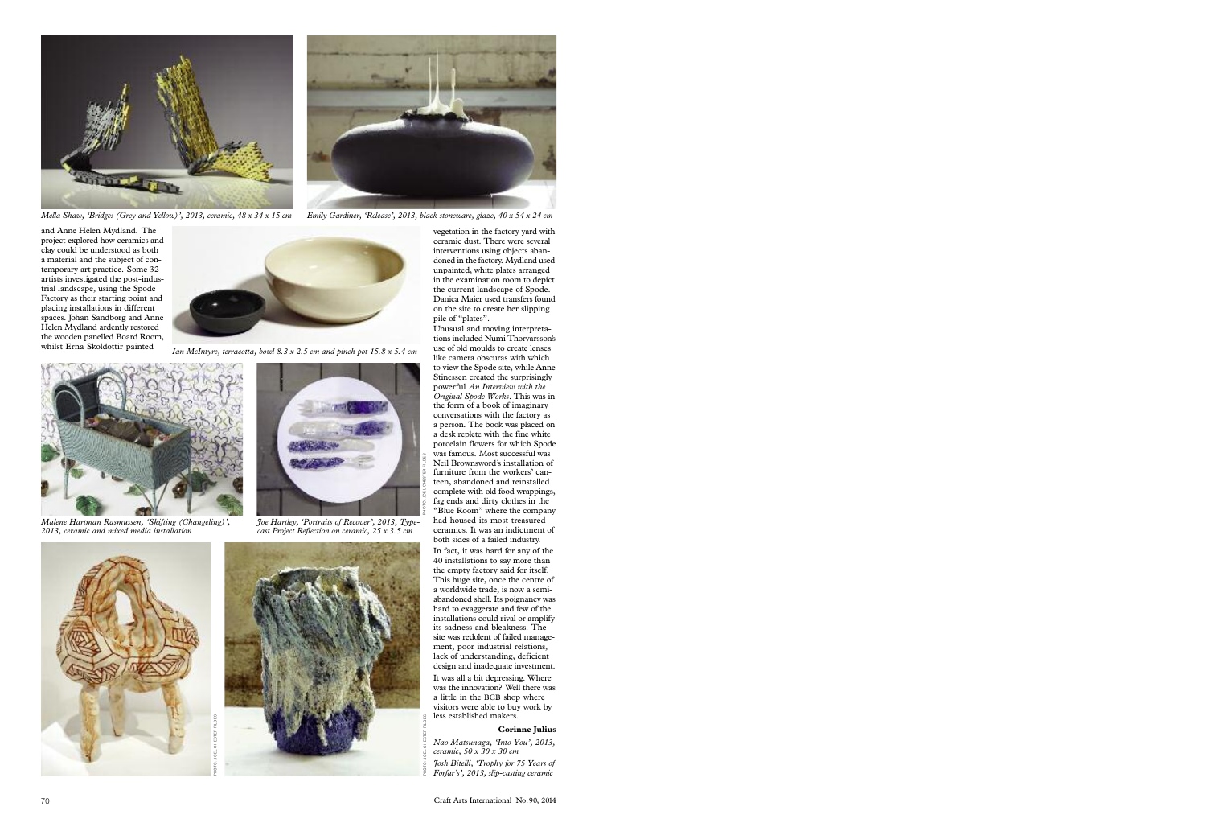*Mella Shaw, 'Bridges (Grey and Yellow)', 2013, ceramic, 48 x 34 x 15 cm*

*Emily Gardiner, 'Release', 2013, black stoneware, glaze, 40 x 54 x 24 cm*

and Anne Helen Mydland. The project explored how ceramics and clay could be understood as both a material and the subject of contemporary art practice. Some 32 artists investigated the post-industrial landscape, using the Spode Factory as their starting point and placing installations in different spaces. Johan Sandborg and Anne Helen Mydland ardently restored the wooden panelled Board Room, whilst Erna Skoldottir painted vegetation in the factory yard with ceramic dust. There were several interventions using objects abandoned in the factory. Mydland used unpainted, white plates arranged in the examination room to depict the current landscape of Spode. Danica Maier used transfers found on the site to create her slipping pile of "plates".

Unusual and moving interpretations included Numi Thorvarsson's use of old moulds to create lenses like camera obscuras with which to view the Spode site, while Anne Stinessen created the surprisingly powerful *An Interview with the Original Spode Works*. This was in the form of a book of imaginary conversations with the factory as a person. The book was placed on a desk replete with the fine white porcelain flowers for which Spode was famous. Most successful was Neil Brownsword's installation of furniture from the workers' canteen, abandoned and reinstalled complete with old food wrappings, fag ends and dirty clothes in the "Blue Room" where the company had housed its most treasured ceramics. It was an indictment of both sides of a failed industry.

In fact, it was hard for any of the 40 installations to say more than the empty factory said for itself. This huge site, once the centre of a worldwide trade, is now a semi-abandoned shell. Its poignancy was hard to exaggerate and few of the installations could rival or amplify its sadness and bleakness. The site was redolent of failed management, poor industrial relations, lack of understanding, deficient design and inadequate investment.

It was all a bit depressing. Where was the innovation? Well there was a little in the BCB shop where visitors were able to buy work by less established makers.

**Corinne Julius**

*Ian McIntyre, terracotta, bowl 8.3 x 2.5 cm and pinch pot 15.8 x 5.4 cm*

*Malene Hartman Rasmussen, 'Skifting (Changeling)', 2013, ceramic and mixed media installation*

*Joe Hartley, 'Portraits of Recover', 2013, Typecast Project Reflection on ceramic, 25 x 3.5 cm*

PHOTO: JOEL CHESTER FILDES

*Nao Matsunaga, 'Into You', 2013, ceramic, 50 x 30 x 30 cm*

PHOTO: JOEL CHESTER FILDES

*Josh Bitelli, 'Trophy for 75 Years of Forfar's', 2013, slip-casting ceramic*

PHOTO: JOEL CHESTER FILDES